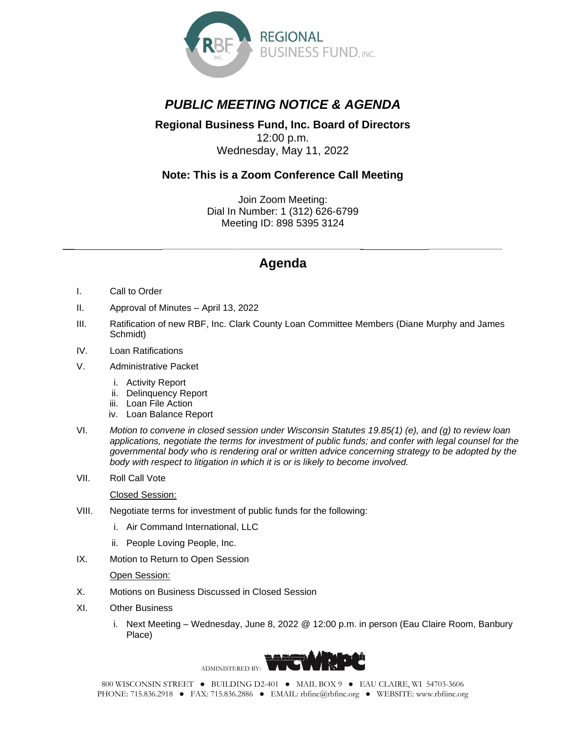REGIONAL BUSINESS FUND, INC.

# *PUBLIC MEETING NOTICE & AGENDA*

**Regional Business Fund, Inc. Board of Directors**
12:00 p.m.
Wednesday, May 11, 2022

**Note: This is a Zoom Conference Call Meeting**

Join Zoom Meeting:
Dial In Number: 1 (312) 626-6799
Meeting ID: 898 5395 3124

---

## Agenda

I. Call to Order

II. Approval of Minutes – April 13, 2022

III. Ratification of new RBF, Inc. Clark County Loan Committee Members (Diane Murphy and James Schmidt)

IV. Loan Ratifications

V. Administrative Packet
   i. Activity Report
   ii. Delinquency Report
   iii. Loan File Action
   iv. Loan Balance Report

VI. *Motion to convene in closed session under Wisconsin Statutes 19.85(1) (e), and (g) to review loan applications, negotiate the terms for investment of public funds; and confer with legal counsel for the governmental body who is rendering oral or written advice concerning strategy to be adopted by the body with respect to litigation in which it is or is likely to become involved.*

VII. Roll Call Vote

Closed Session:

VIII. Negotiate terms for investment of public funds for the following:
   i. Air Command International, LLC
   ii. People Loving People, Inc.

IX. Motion to Return to Open Session

Open Session:

X. Motions on Business Discussed in Closed Session

XI. Other Business
   i. Next Meeting – Wednesday, June 8, 2022 @ 12:00 p.m. in person (Eau Claire Room, Banbury Place)

ADMINISTERED BY: WCWRPC

800 WISCONSIN STREET ● BUILDING D2-401 ● MAIL BOX 9 ● EAU CLAIRE, WI 54703-3606
PHONE: 715.836.2918 ● FAX: 715.836.2886 ● EMAIL: rbfinc@rbfinc.org ● WEBSITE: www.rbfiinc.org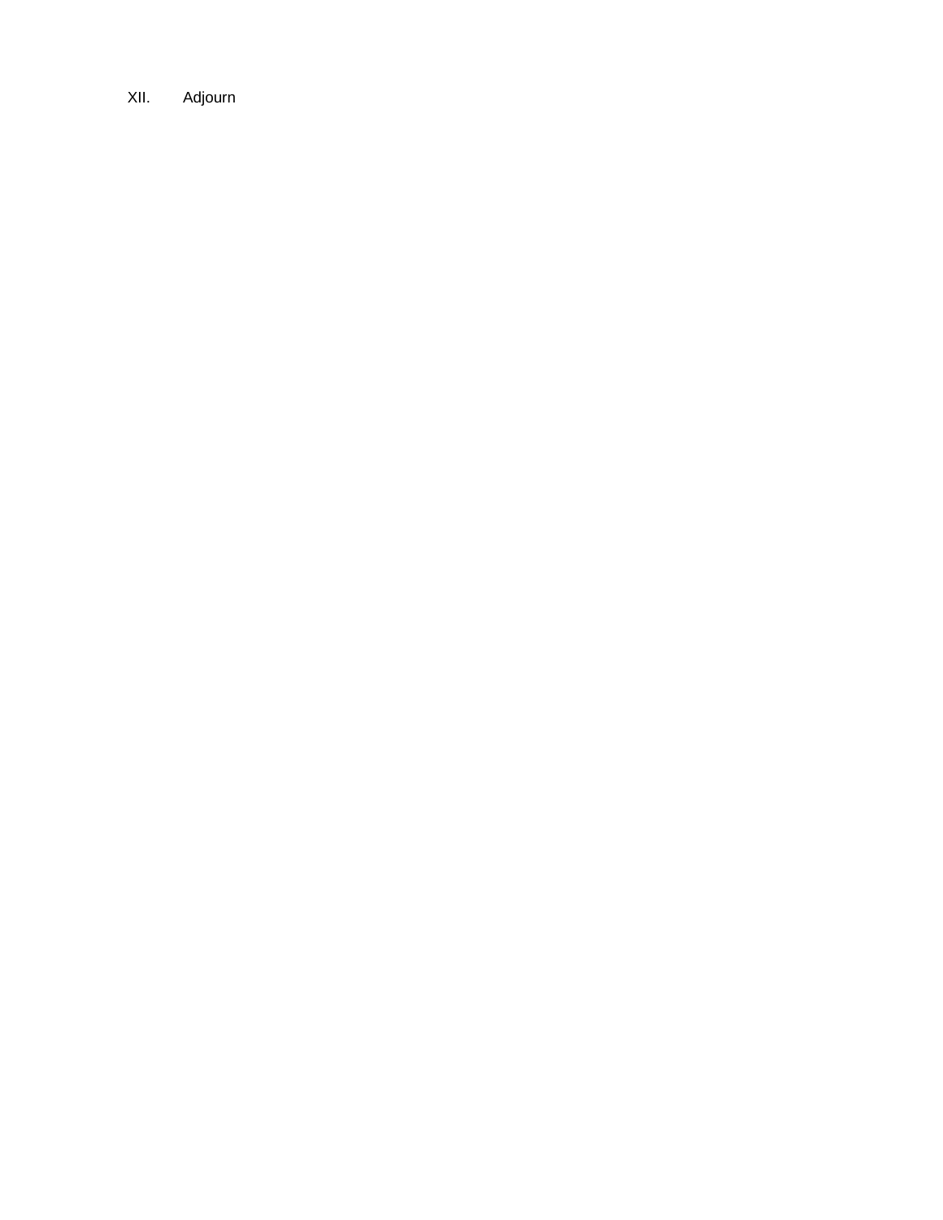XII. Adjourn